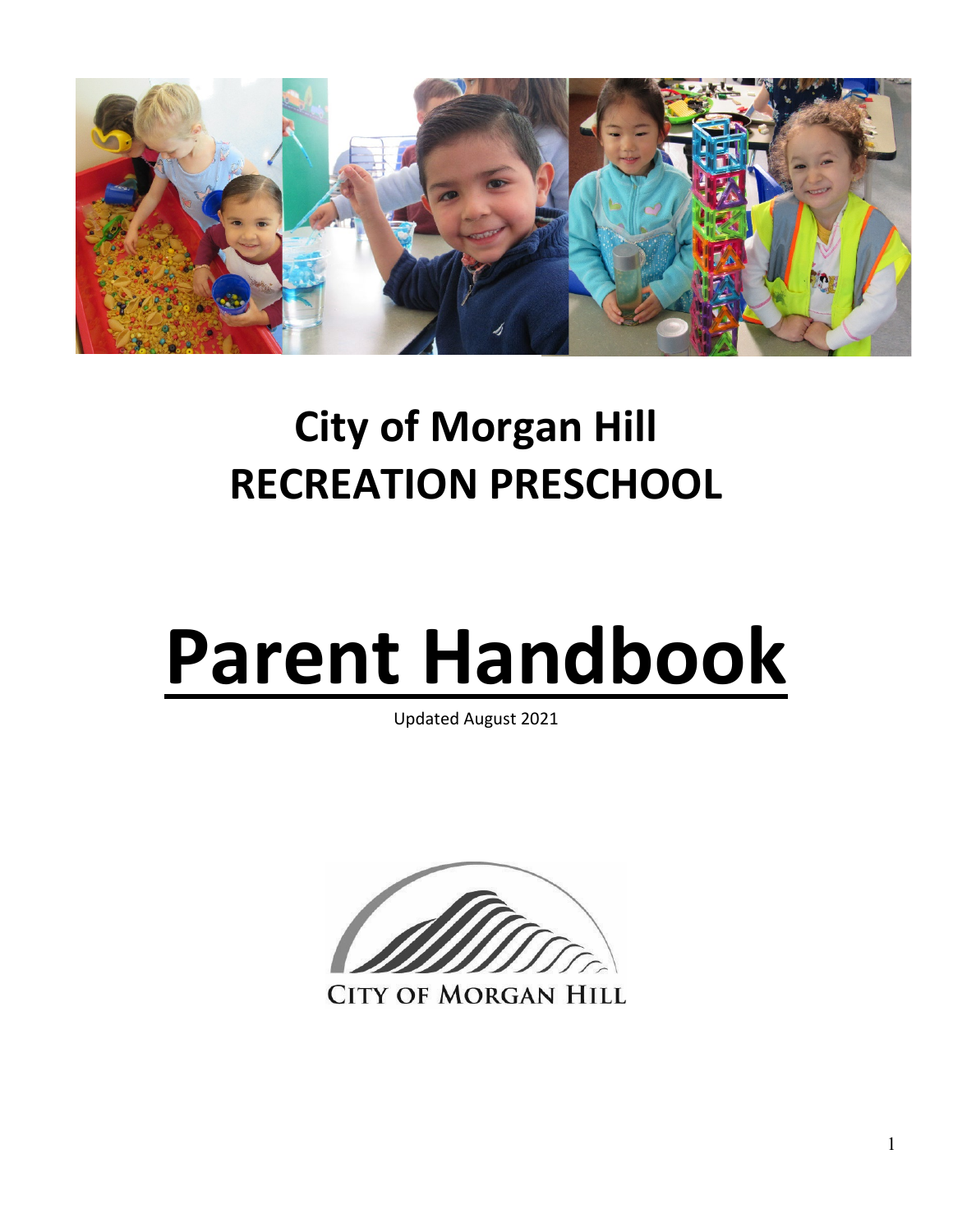# City of Morgan Hill
# RECREATION PRESCHOOL

# Parent Handbook

Updated August 2021

CITY OF MORGAN HILL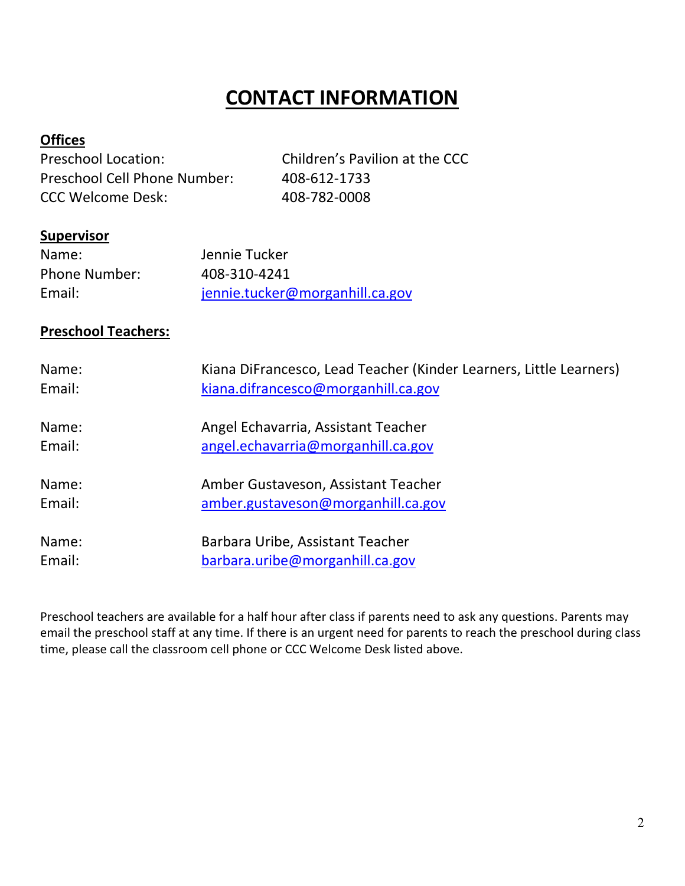# CONTACT INFORMATION

**Offices**

| | |
|---|---|
| Preschool Location: | Children's Pavilion at the CCC |
| Preschool Cell Phone Number: | 408-612-1733 |
| CCC Welcome Desk: | 408-782-0008 |

**Supervisor**

| | |
|---|---|
| Name: | Jennie Tucker |
| Phone Number: | 408-310-4241 |
| Email: | jennie.tucker@morganhill.ca.gov |

**Preschool Teachers:**

| | |
|---|---|
| Name: | Kiana DiFrancesco, Lead Teacher (Kinder Learners, Little Learners) |
| Email: | kiana.difrancesco@morganhill.ca.gov |

| | |
|---|---|
| Name: | Angel Echavarria, Assistant Teacher |
| Email: | angel.echavarria@morganhill.ca.gov |

| | |
|---|---|
| Name: | Amber Gustaveson, Assistant Teacher |
| Email: | amber.gustaveson@morganhill.ca.gov |

| | |
|---|---|
| Name: | Barbara Uribe, Assistant Teacher |
| Email: | barbara.uribe@morganhill.ca.gov |

Preschool teachers are available for a half hour after class if parents need to ask any questions. Parents may email the preschool staff at any time. If there is an urgent need for parents to reach the preschool during class time, please call the classroom cell phone or CCC Welcome Desk listed above.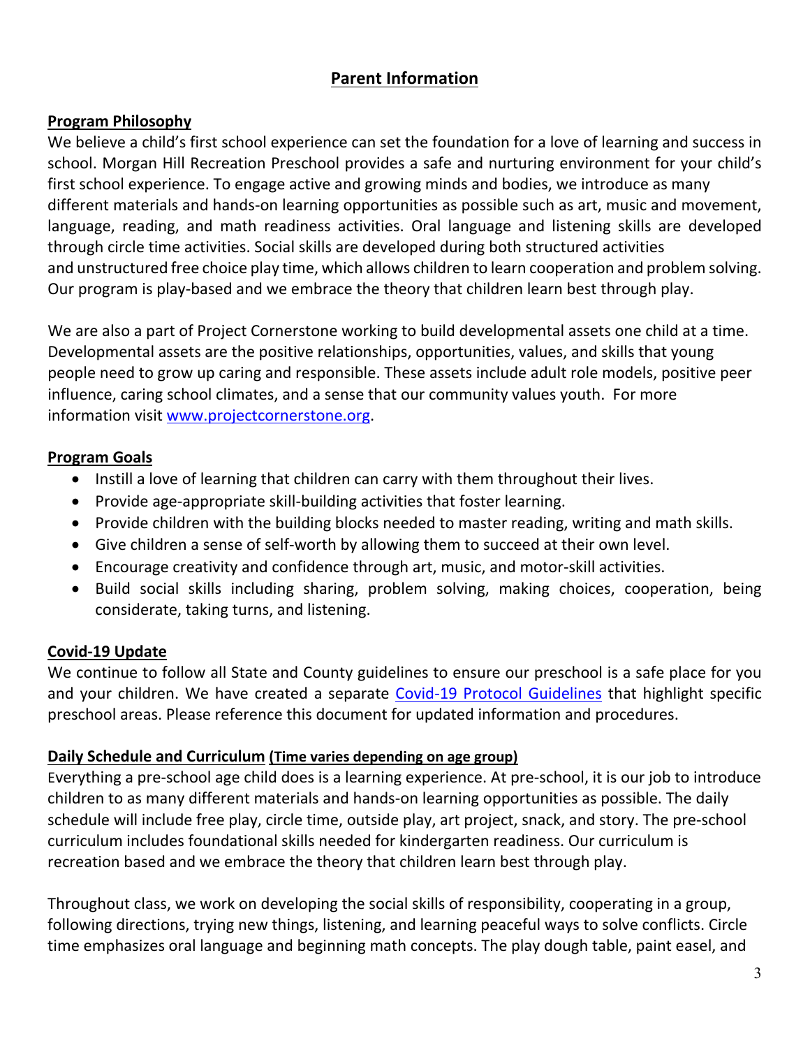## Parent Information

### Program Philosophy

We believe a child's first school experience can set the foundation for a love of learning and success in school. Morgan Hill Recreation Preschool provides a safe and nurturing environment for your child's first school experience. To engage active and growing minds and bodies, we introduce as many different materials and hands-on learning opportunities as possible such as art, music and movement, language, reading, and math readiness activities. Oral language and listening skills are developed through circle time activities. Social skills are developed during both structured activities and unstructured free choice play time, which allows children to learn cooperation and problem solving. Our program is play-based and we embrace the theory that children learn best through play.

We are also a part of Project Cornerstone working to build developmental assets one child at a time. Developmental assets are the positive relationships, opportunities, values, and skills that young people need to grow up caring and responsible. These assets include adult role models, positive peer influence, caring school climates, and a sense that our community values youth. For more information visit [www.projectcornerstone.org](http://www.projectcornerstone.org).

### Program Goals

- Instill a love of learning that children can carry with them throughout their lives.
- Provide age-appropriate skill-building activities that foster learning.
- Provide children with the building blocks needed to master reading, writing and math skills.
- Give children a sense of self-worth by allowing them to succeed at their own level.
- Encourage creativity and confidence through art, music, and motor-skill activities.
- Build social skills including sharing, problem solving, making choices, cooperation, being considerate, taking turns, and listening.

### Covid-19 Update

We continue to follow all State and County guidelines to ensure our preschool is a safe place for you and your children. We have created a separate Covid-19 Protocol Guidelines that highlight specific preschool areas. Please reference this document for updated information and procedures.

### Daily Schedule and Curriculum (Time varies depending on age group)

Everything a pre-school age child does is a learning experience. At pre-school, it is our job to introduce children to as many different materials and hands-on learning opportunities as possible. The daily schedule will include free play, circle time, outside play, art project, snack, and story. The pre-school curriculum includes foundational skills needed for kindergarten readiness. Our curriculum is recreation based and we embrace the theory that children learn best through play.

Throughout class, we work on developing the social skills of responsibility, cooperating in a group, following directions, trying new things, listening, and learning peaceful ways to solve conflicts. Circle time emphasizes oral language and beginning math concepts. The play dough table, paint easel, and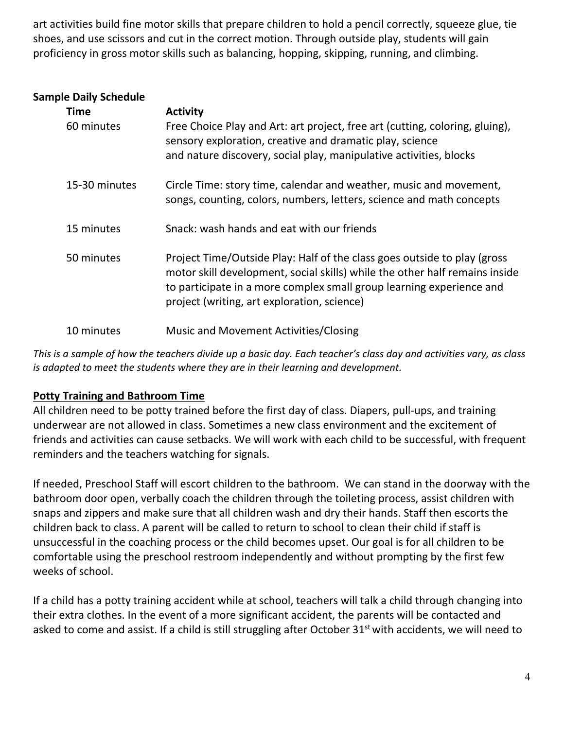art activities build fine motor skills that prepare children to hold a pencil correctly, squeeze glue, tie shoes, and use scissors and cut in the correct motion. Through outside play, students will gain proficiency in gross motor skills such as balancing, hopping, skipping, running, and climbing.

**Sample Daily Schedule**

| Time | Activity |
|---|---|
| 60 minutes | Free Choice Play and Art: art project, free art (cutting, coloring, gluing), sensory exploration, creative and dramatic play, science and nature discovery, social play, manipulative activities, blocks |
| 15-30 minutes | Circle Time: story time, calendar and weather, music and movement, songs, counting, colors, numbers, letters, science and math concepts |
| 15 minutes | Snack: wash hands and eat with our friends |
| 50 minutes | Project Time/Outside Play: Half of the class goes outside to play (gross motor skill development, social skills) while the other half remains inside to participate in a more complex small group learning experience and project (writing, art exploration, science) |
| 10 minutes | Music and Movement Activities/Closing |

*This is a sample of how the teachers divide up a basic day. Each teacher's class day and activities vary, as class is adapted to meet the students where they are in their learning and development.*

## Potty Training and Bathroom Time

All children need to be potty trained before the first day of class. Diapers, pull-ups, and training underwear are not allowed in class. Sometimes a new class environment and the excitement of friends and activities can cause setbacks. We will work with each child to be successful, with frequent reminders and the teachers watching for signals.

If needed, Preschool Staff will escort children to the bathroom. We can stand in the doorway with the bathroom door open, verbally coach the children through the toileting process, assist children with snaps and zippers and make sure that all children wash and dry their hands. Staff then escorts the children back to class. A parent will be called to return to school to clean their child if staff is unsuccessful in the coaching process or the child becomes upset. Our goal is for all children to be comfortable using the preschool restroom independently and without prompting by the first few weeks of school.

If a child has a potty training accident while at school, teachers will talk a child through changing into their extra clothes. In the event of a more significant accident, the parents will be contacted and asked to come and assist. If a child is still struggling after October 31st with accidents, we will need to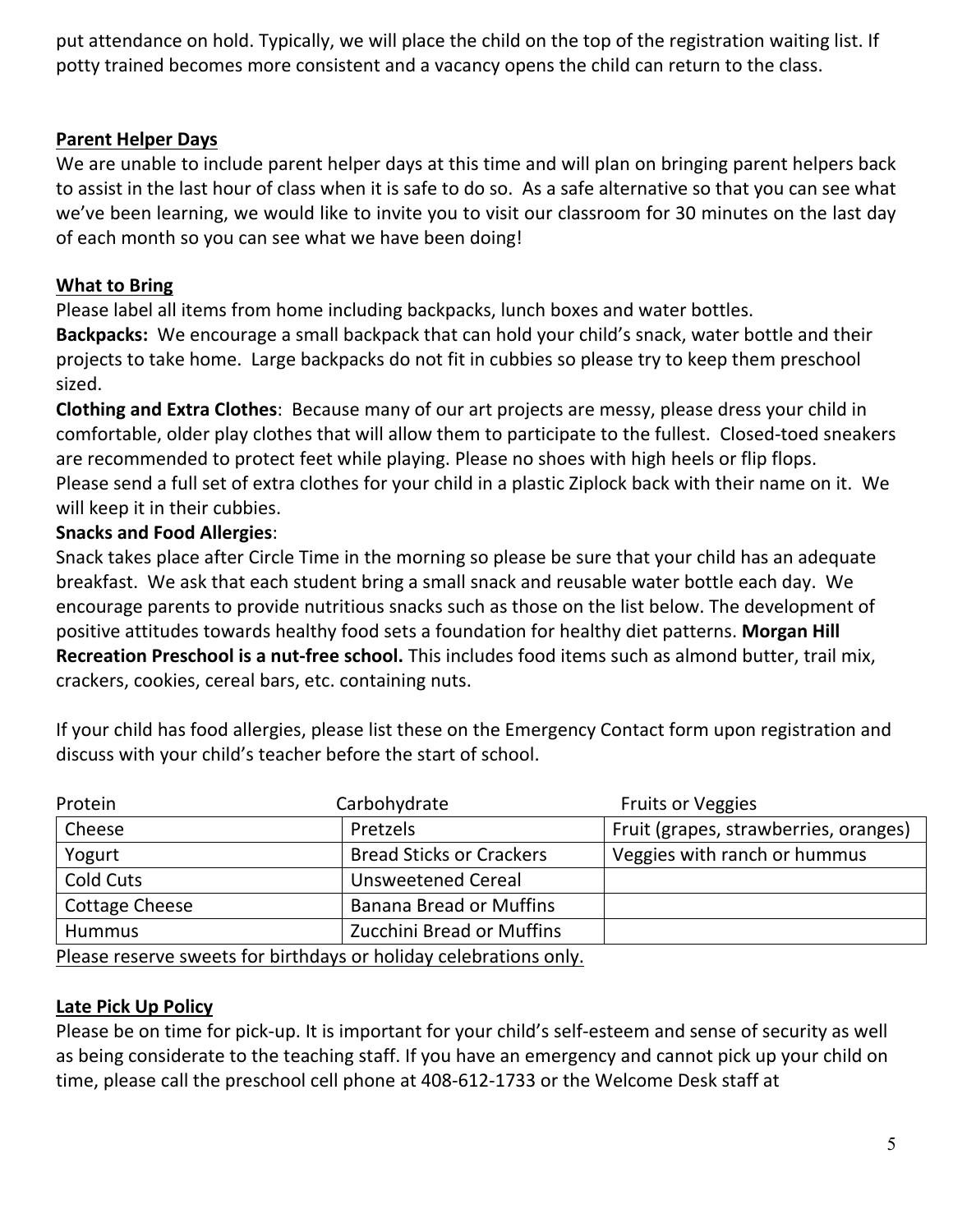put attendance on hold. Typically, we will place the child on the top of the registration waiting list. If potty trained becomes more consistent and a vacancy opens the child can return to the class.

## Parent Helper Days

We are unable to include parent helper days at this time and will plan on bringing parent helpers back to assist in the last hour of class when it is safe to do so. As a safe alternative so that you can see what we've been learning, we would like to invite you to visit our classroom for 30 minutes on the last day of each month so you can see what we have been doing!

## What to Bring

Please label all items from home including backpacks, lunch boxes and water bottles.

**Backpacks:** We encourage a small backpack that can hold your child's snack, water bottle and their projects to take home. Large backpacks do not fit in cubbies so please try to keep them preschool sized.

**Clothing and Extra Clothes**: Because many of our art projects are messy, please dress your child in comfortable, older play clothes that will allow them to participate to the fullest. Closed-toed sneakers are recommended to protect feet while playing. Please no shoes with high heels or flip flops.
Please send a full set of extra clothes for your child in a plastic Ziplock back with their name on it. We will keep it in their cubbies.

**Snacks and Food Allergies**:

Snack takes place after Circle Time in the morning so please be sure that your child has an adequate breakfast. We ask that each student bring a small snack and reusable water bottle each day. We encourage parents to provide nutritious snacks such as those on the list below. The development of positive attitudes towards healthy food sets a foundation for healthy diet patterns. **Morgan Hill Recreation Preschool is a nut-free school.** This includes food items such as almond butter, trail mix, crackers, cookies, cereal bars, etc. containing nuts.

If your child has food allergies, please list these on the Emergency Contact form upon registration and discuss with your child's teacher before the start of school.

| Protein | Carbohydrate | Fruits or Veggies |
|---|---|---|
| Cheese | Pretzels | Fruit (grapes, strawberries, oranges) |
| Yogurt | Bread Sticks or Crackers | Veggies with ranch or hummus |
| Cold Cuts | Unsweetened Cereal | |
| Cottage Cheese | Banana Bread or Muffins | |
| Hummus | Zucchini Bread or Muffins | |

Please reserve sweets for birthdays or holiday celebrations only.

## Late Pick Up Policy

Please be on time for pick-up. It is important for your child's self-esteem and sense of security as well as being considerate to the teaching staff. If you have an emergency and cannot pick up your child on time, please call the preschool cell phone at 408-612-1733 or the Welcome Desk staff at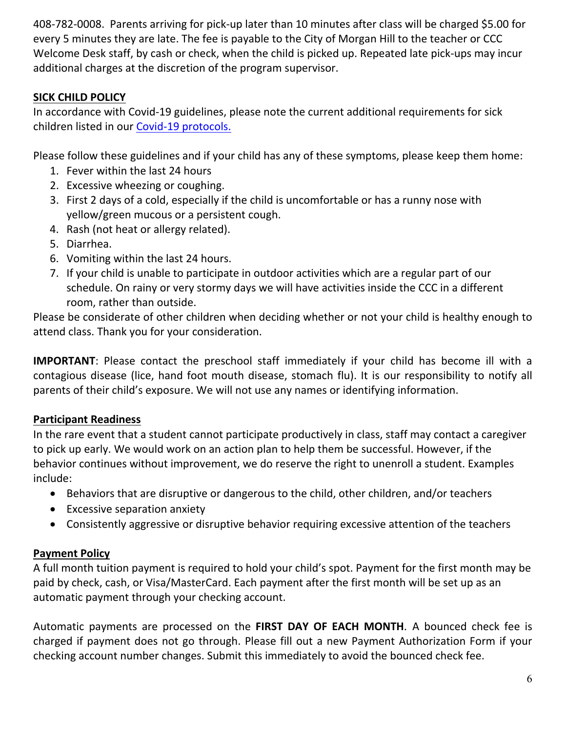408-782-0008. Parents arriving for pick-up later than 10 minutes after class will be charged $5.00 for every 5 minutes they are late. The fee is payable to the City of Morgan Hill to the teacher or CCC Welcome Desk staff, by cash or check, when the child is picked up. Repeated late pick-ups may incur additional charges at the discretion of the program supervisor.

## SICK CHILD POLICY

In accordance with Covid-19 guidelines, please note the current additional requirements for sick children listed in our [Covid-19 protocols.]()

Please follow these guidelines and if your child has any of these symptoms, please keep them home:

1. Fever within the last 24 hours
2. Excessive wheezing or coughing.
3. First 2 days of a cold, especially if the child is uncomfortable or has a runny nose with yellow/green mucous or a persistent cough.
4. Rash (not heat or allergy related).
5. Diarrhea.
6. Vomiting within the last 24 hours.
7. If your child is unable to participate in outdoor activities which are a regular part of our schedule. On rainy or very stormy days we will have activities inside the CCC in a different room, rather than outside.

Please be considerate of other children when deciding whether or not your child is healthy enough to attend class. Thank you for your consideration.

**IMPORTANT**: Please contact the preschool staff immediately if your child has become ill with a contagious disease (lice, hand foot mouth disease, stomach flu). It is our responsibility to notify all parents of their child's exposure. We will not use any names or identifying information.

## Participant Readiness

In the rare event that a student cannot participate productively in class, staff may contact a caregiver to pick up early. We would work on an action plan to help them be successful. However, if the behavior continues without improvement, we do reserve the right to unenroll a student. Examples include:

- Behaviors that are disruptive or dangerous to the child, other children, and/or teachers
- Excessive separation anxiety
- Consistently aggressive or disruptive behavior requiring excessive attention of the teachers

## Payment Policy

A full month tuition payment is required to hold your child's spot. Payment for the first month may be paid by check, cash, or Visa/MasterCard. Each payment after the first month will be set up as an automatic payment through your checking account.

Automatic payments are processed on the **FIRST DAY OF EACH MONTH**. A bounced check fee is charged if payment does not go through. Please fill out a new Payment Authorization Form if your checking account number changes. Submit this immediately to avoid the bounced check fee.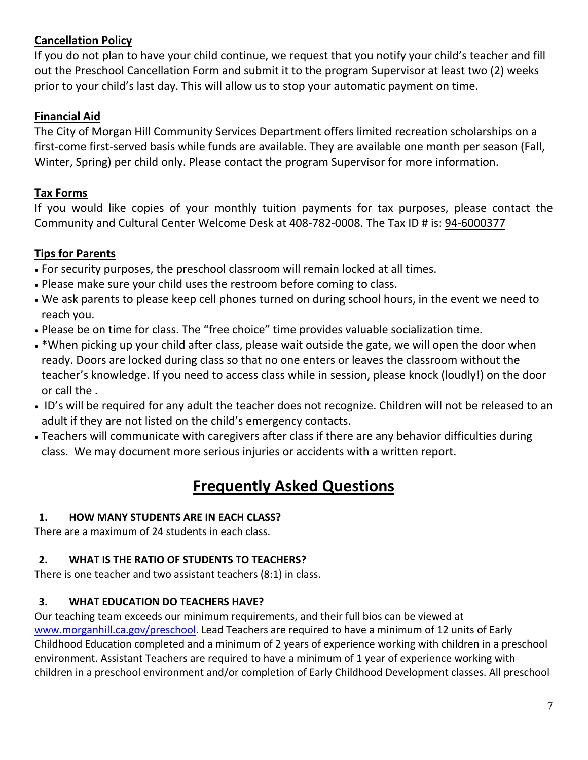**Cancellation Policy**

If you do not plan to have your child continue, we request that you notify your child's teacher and fill out the Preschool Cancellation Form and submit it to the program Supervisor at least two (2) weeks prior to your child's last day. This will allow us to stop your automatic payment on time.

**Financial Aid**

The City of Morgan Hill Community Services Department offers limited recreation scholarships on a first-come first-served basis while funds are available. They are available one month per season (Fall, Winter, Spring) per child only. Please contact the program Supervisor for more information.

**Tax Forms**

If you would like copies of your monthly tuition payments for tax purposes, please contact the Community and Cultural Center Welcome Desk at 408-782-0008. The Tax ID # is: 94-6000377

**Tips for Parents**

- For security purposes, the preschool classroom will remain locked at all times.
- Please make sure your child uses the restroom before coming to class.
- We ask parents to please keep cell phones turned on during school hours, in the event we need to reach you.
- Please be on time for class. The "free choice" time provides valuable socialization time.
- *When picking up your child after class, please wait outside the gate, we will open the door when ready. Doors are locked during class so that no one enters or leaves the classroom without the teacher's knowledge. If you need to access class while in session, please knock (loudly!) on the door or call the .
- ID's will be required for any adult the teacher does not recognize. Children will not be released to an adult if they are not listed on the child's emergency contacts.
- Teachers will communicate with caregivers after class if there are any behavior difficulties during class. We may document more serious injuries or accidents with a written report.

# Frequently Asked Questions

**1. HOW MANY STUDENTS ARE IN EACH CLASS?**

There are a maximum of 24 students in each class.

**2. WHAT IS THE RATIO OF STUDENTS TO TEACHERS?**

There is one teacher and two assistant teachers (8:1) in class.

**3. WHAT EDUCATION DO TEACHERS HAVE?**

Our teaching team exceeds our minimum requirements, and their full bios can be viewed at www.morganhill.ca.gov/preschool. Lead Teachers are required to have a minimum of 12 units of Early Childhood Education completed and a minimum of 2 years of experience working with children in a preschool environment. Assistant Teachers are required to have a minimum of 1 year of experience working with children in a preschool environment and/or completion of Early Childhood Development classes. All preschool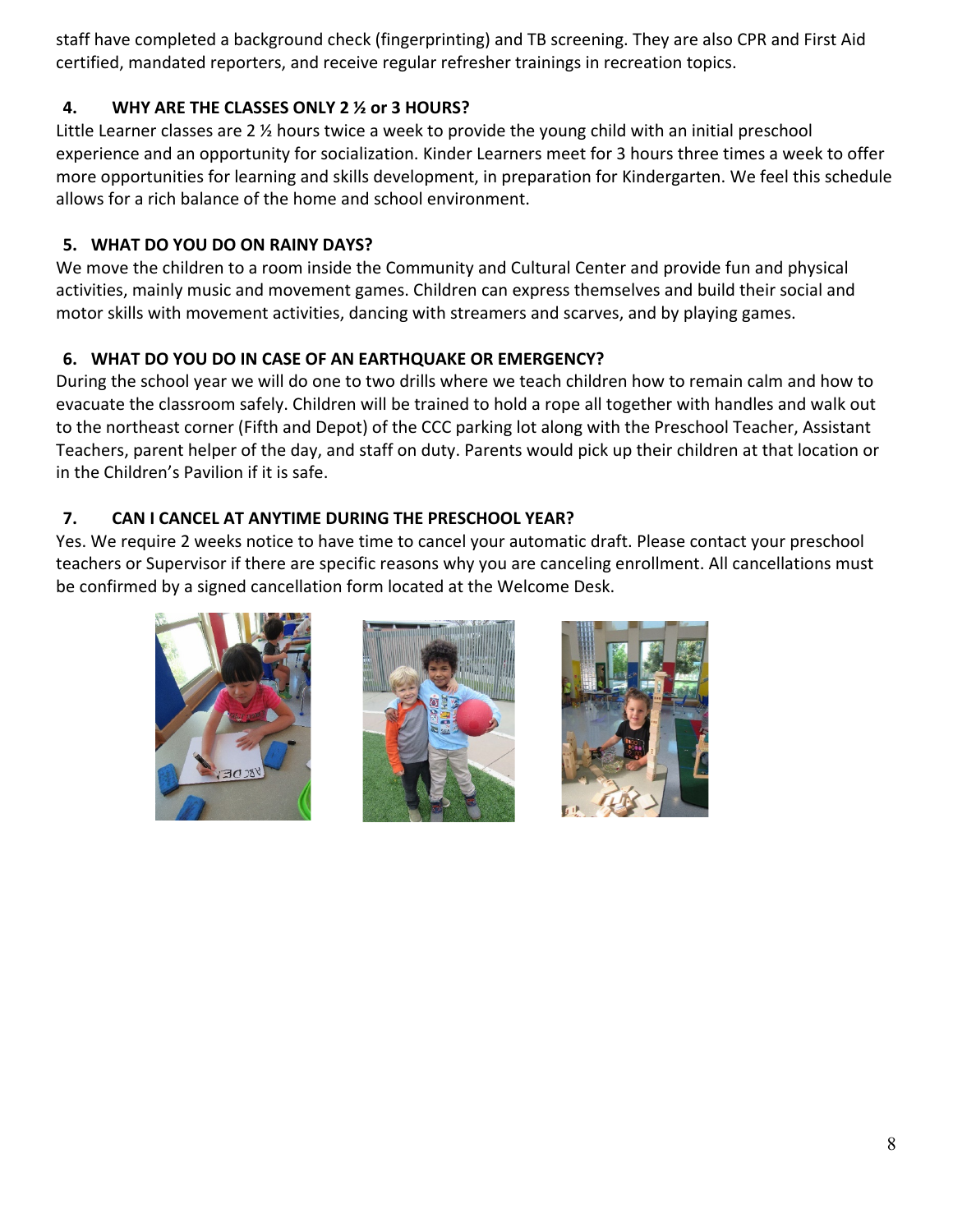staff have completed a background check (fingerprinting) and TB screening. They are also CPR and First Aid certified, mandated reporters, and receive regular refresher trainings in recreation topics.

### 4. WHY ARE THE CLASSES ONLY 2 ½ or 3 HOURS?

Little Learner classes are 2 ½ hours twice a week to provide the young child with an initial preschool experience and an opportunity for socialization. Kinder Learners meet for 3 hours three times a week to offer more opportunities for learning and skills development, in preparation for Kindergarten. We feel this schedule allows for a rich balance of the home and school environment.

### 5. WHAT DO YOU DO ON RAINY DAYS?

We move the children to a room inside the Community and Cultural Center and provide fun and physical activities, mainly music and movement games. Children can express themselves and build their social and motor skills with movement activities, dancing with streamers and scarves, and by playing games.

### 6. WHAT DO YOU DO IN CASE OF AN EARTHQUAKE OR EMERGENCY?

During the school year we will do one to two drills where we teach children how to remain calm and how to evacuate the classroom safely. Children will be trained to hold a rope all together with handles and walk out to the northeast corner (Fifth and Depot) of the CCC parking lot along with the Preschool Teacher, Assistant Teachers, parent helper of the day, and staff on duty. Parents would pick up their children at that location or in the Children's Pavilion if it is safe.

### 7. CAN I CANCEL AT ANYTIME DURING THE PRESCHOOL YEAR?

Yes. We require 2 weeks notice to have time to cancel your automatic draft. Please contact your preschool teachers or Supervisor if there are specific reasons why you are canceling enrollment. All cancellations must be confirmed by a signed cancellation form located at the Welcome Desk.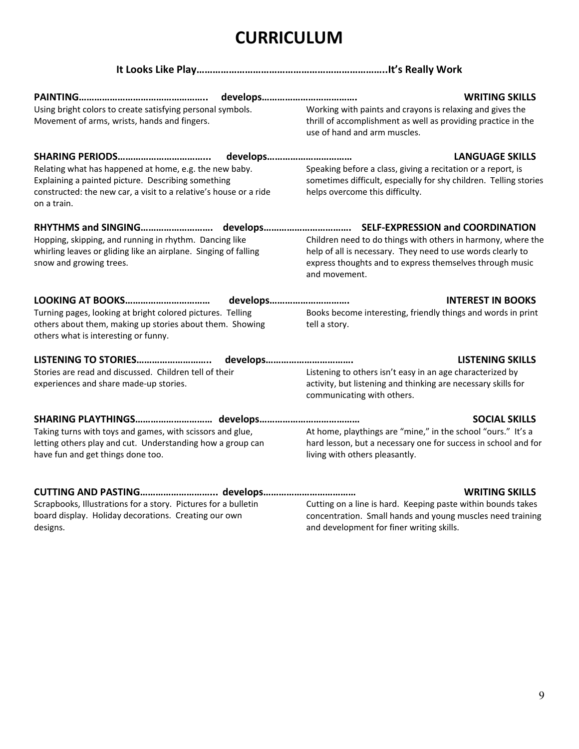# CURRICULUM

**It Looks Like Play……………………………………………………………..It's Really Work**

**PAINTING………………………………………….. develops………………………………. WRITING SKILLS**

Using bright colors to create satisfying personal symbols. Movement of arms, wrists, hands and fingers.

Working with paints and crayons is relaxing and gives the thrill of accomplishment as well as providing practice in the use of hand and arm muscles.

**SHARING PERIODS…………………………….. develops…………………………… LANGUAGE SKILLS**

Relating what has happened at home, e.g. the new baby. Explaining a painted picture. Describing something constructed: the new car, a visit to a relative's house or a ride on a train.

Speaking before a class, giving a recitation or a report, is sometimes difficult, especially for shy children. Telling stories helps overcome this difficulty.

**RHYTHMS and SINGING……………………… develops…………………………… SELF-EXPRESSION and COORDINATION**

Hopping, skipping, and running in rhythm. Dancing like whirling leaves or gliding like an airplane. Singing of falling snow and growing trees.

Children need to do things with others in harmony, where the help of all is necessary. They need to use words clearly to express thoughts and to express themselves through music and movement.

**LOOKING AT BOOKS…………………………… develops………………………… INTEREST IN BOOKS**

Turning pages, looking at bright colored pictures. Telling others about them, making up stories about them. Showing others what is interesting or funny.

Books become interesting, friendly things and words in print tell a story.

**LISTENING TO STORIES……………………….. develops……………………………. LISTENING SKILLS**

Stories are read and discussed. Children tell of their experiences and share made-up stories.

Listening to others isn't easy in an age characterized by activity, but listening and thinking are necessary skills for communicating with others.

**SHARING PLAYTHINGS……………………… develops………………………………… SOCIAL SKILLS**

Taking turns with toys and games, with scissors and glue, letting others play and cut. Understanding how a group can have fun and get things done too.

At home, playthings are "mine," in the school "ours." It's a hard lesson, but a necessary one for success in school and for living with others pleasantly.

**CUTTING AND PASTING……………………….. develops……………………………… WRITING SKILLS**

Scrapbooks, Illustrations for a story. Pictures for a bulletin board display. Holiday decorations. Creating our own designs.

Cutting on a line is hard. Keeping paste within bounds takes concentration. Small hands and young muscles need training and development for finer writing skills.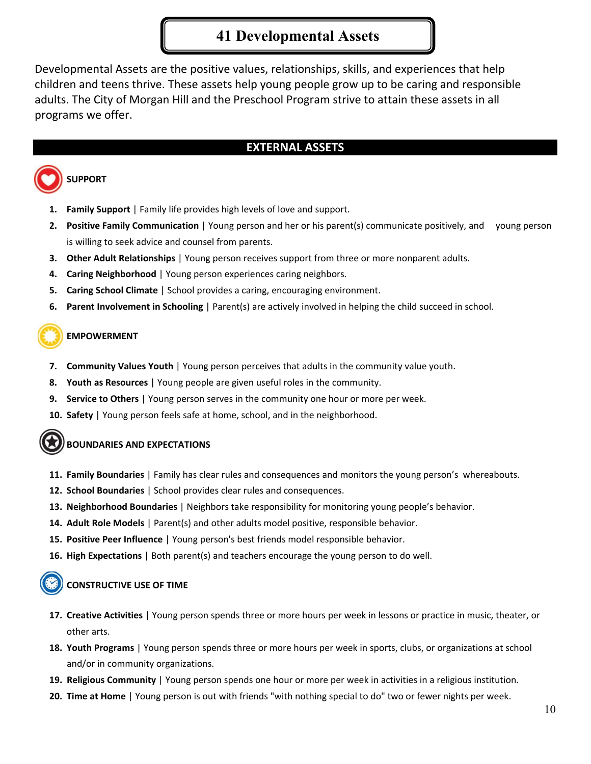# 41 Developmental Assets

Developmental Assets are the positive values, relationships, skills, and experiences that help children and teens thrive. These assets help young people grow up to be caring and responsible adults. The City of Morgan Hill and the Preschool Program strive to attain these assets in all programs we offer.

## EXTERNAL ASSETS

### SUPPORT

1. **Family Support** | Family life provides high levels of love and support.
2. **Positive Family Communication** | Young person and her or his parent(s) communicate positively, and young person is willing to seek advice and counsel from parents.
3. **Other Adult Relationships** | Young person receives support from three or more nonparent adults.
4. **Caring Neighborhood** | Young person experiences caring neighbors.
5. **Caring School Climate** | School provides a caring, encouraging environment.
6. **Parent Involvement in Schooling** | Parent(s) are actively involved in helping the child succeed in school.

### EMPOWERMENT

7. **Community Values Youth** | Young person perceives that adults in the community value youth.
8. **Youth as Resources** | Young people are given useful roles in the community.
9. **Service to Others** | Young person serves in the community one hour or more per week.
10. **Safety** | Young person feels safe at home, school, and in the neighborhood.

### BOUNDARIES AND EXPECTATIONS

11. **Family Boundaries** | Family has clear rules and consequences and monitors the young person's whereabouts.
12. **School Boundaries** | School provides clear rules and consequences.
13. **Neighborhood Boundaries** | Neighbors take responsibility for monitoring young people's behavior.
14. **Adult Role Models** | Parent(s) and other adults model positive, responsible behavior.
15. **Positive Peer Influence** | Young person's best friends model responsible behavior.
16. **High Expectations** | Both parent(s) and teachers encourage the young person to do well.

### CONSTRUCTIVE USE OF TIME

17. **Creative Activities** | Young person spends three or more hours per week in lessons or practice in music, theater, or other arts.
18. **Youth Programs** | Young person spends three or more hours per week in sports, clubs, or organizations at school and/or in community organizations.
19. **Religious Community** | Young person spends one hour or more per week in activities in a religious institution.
20. **Time at Home** | Young person is out with friends "with nothing special to do" two or fewer nights per week.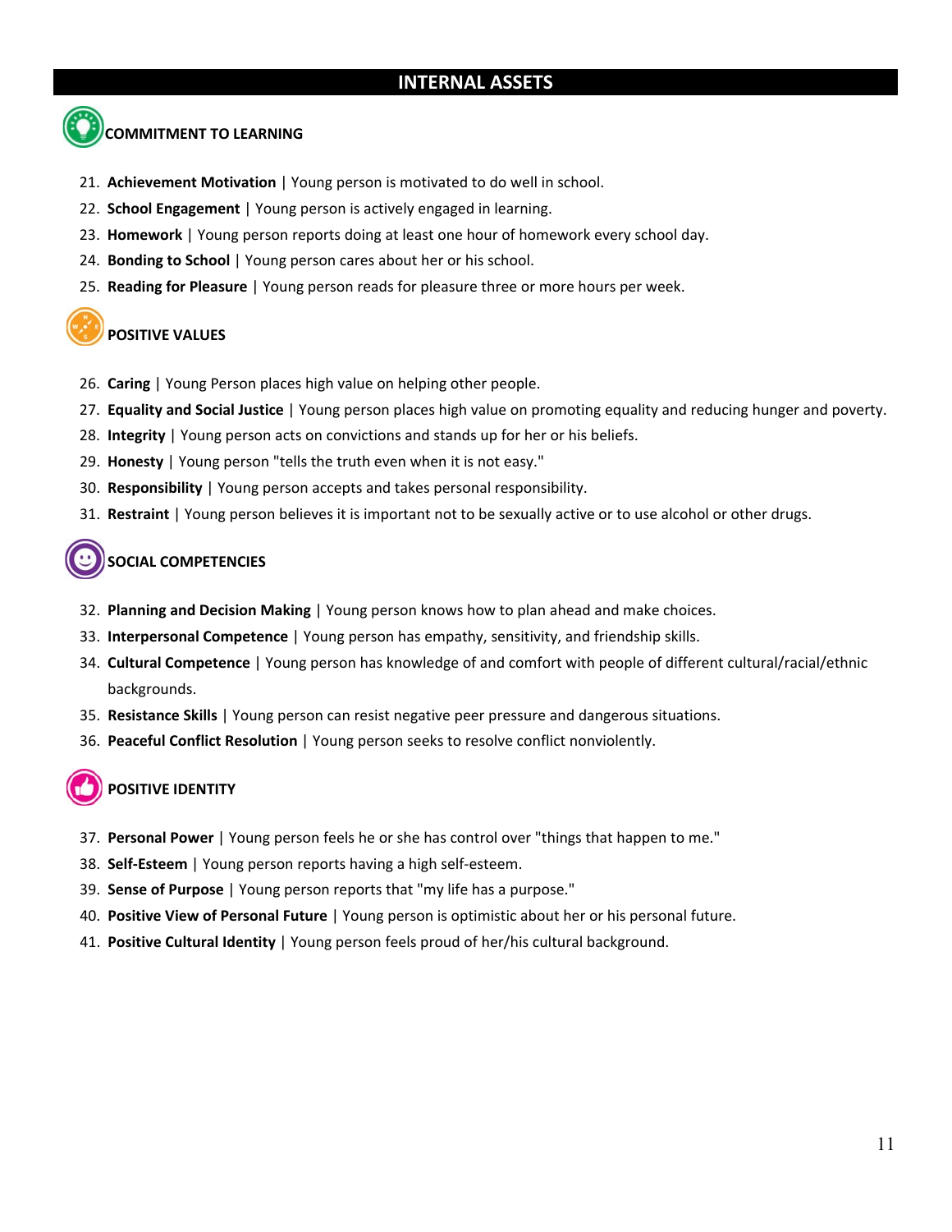# INTERNAL ASSETS

## COMMITMENT TO LEARNING

21. **Achievement Motivation** | Young person is motivated to do well in school.
22. **School Engagement** | Young person is actively engaged in learning.
23. **Homework** | Young person reports doing at least one hour of homework every school day.
24. **Bonding to School** | Young person cares about her or his school.
25. **Reading for Pleasure** | Young person reads for pleasure three or more hours per week.

## POSITIVE VALUES

26. **Caring** | Young Person places high value on helping other people.
27. **Equality and Social Justice** | Young person places high value on promoting equality and reducing hunger and poverty.
28. **Integrity** | Young person acts on convictions and stands up for her or his beliefs.
29. **Honesty** | Young person "tells the truth even when it is not easy."
30. **Responsibility** | Young person accepts and takes personal responsibility.
31. **Restraint** | Young person believes it is important not to be sexually active or to use alcohol or other drugs.

## SOCIAL COMPETENCIES

32. **Planning and Decision Making** | Young person knows how to plan ahead and make choices.
33. **Interpersonal Competence** | Young person has empathy, sensitivity, and friendship skills.
34. **Cultural Competence** | Young person has knowledge of and comfort with people of different cultural/racial/ethnic backgrounds.
35. **Resistance Skills** | Young person can resist negative peer pressure and dangerous situations.
36. **Peaceful Conflict Resolution** | Young person seeks to resolve conflict nonviolently.

## POSITIVE IDENTITY

37. **Personal Power** | Young person feels he or she has control over "things that happen to me."
38. **Self-Esteem** | Young person reports having a high self-esteem.
39. **Sense of Purpose** | Young person reports that "my life has a purpose."
40. **Positive View of Personal Future** | Young person is optimistic about her or his personal future.
41. **Positive Cultural Identity** | Young person feels proud of her/his cultural background.